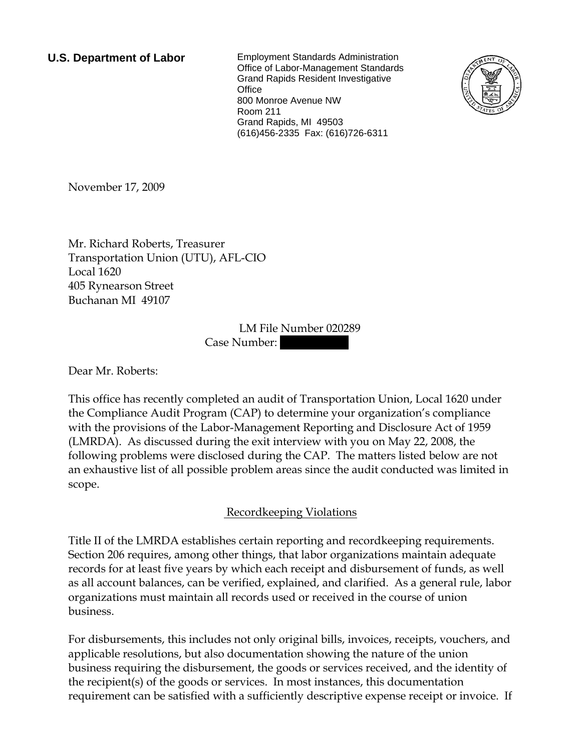**U.S. Department of Labor**

Employment Standards Administration
Office of Labor-Management Standards
Grand Rapids Resident Investigative Office
800 Monroe Avenue NW
Room 211
Grand Rapids, MI 49503
(616)456-2335 Fax: (616)726-6311

November 17, 2009

Mr. Richard Roberts, Treasurer
Transportation Union (UTU), AFL-CIO
Local 1620
405 Rynearson Street
Buchanan MI 49107

LM File Number 020289
Case Number: 

Dear Mr. Roberts:

This office has recently completed an audit of Transportation Union, Local 1620 under the Compliance Audit Program (CAP) to determine your organization's compliance with the provisions of the Labor-Management Reporting and Disclosure Act of 1959 (LMRDA). As discussed during the exit interview with you on May 22, 2008, the following problems were disclosed during the CAP. The matters listed below are not an exhaustive list of all possible problem areas since the audit conducted was limited in scope.

## Recordkeeping Violations

Title II of the LMRDA establishes certain reporting and recordkeeping requirements. Section 206 requires, among other things, that labor organizations maintain adequate records for at least five years by which each receipt and disbursement of funds, as well as all account balances, can be verified, explained, and clarified. As a general rule, labor organizations must maintain all records used or received in the course of union business.

For disbursements, this includes not only original bills, invoices, receipts, vouchers, and applicable resolutions, but also documentation showing the nature of the union business requiring the disbursement, the goods or services received, and the identity of the recipient(s) of the goods or services. In most instances, this documentation requirement can be satisfied with a sufficiently descriptive expense receipt or invoice. If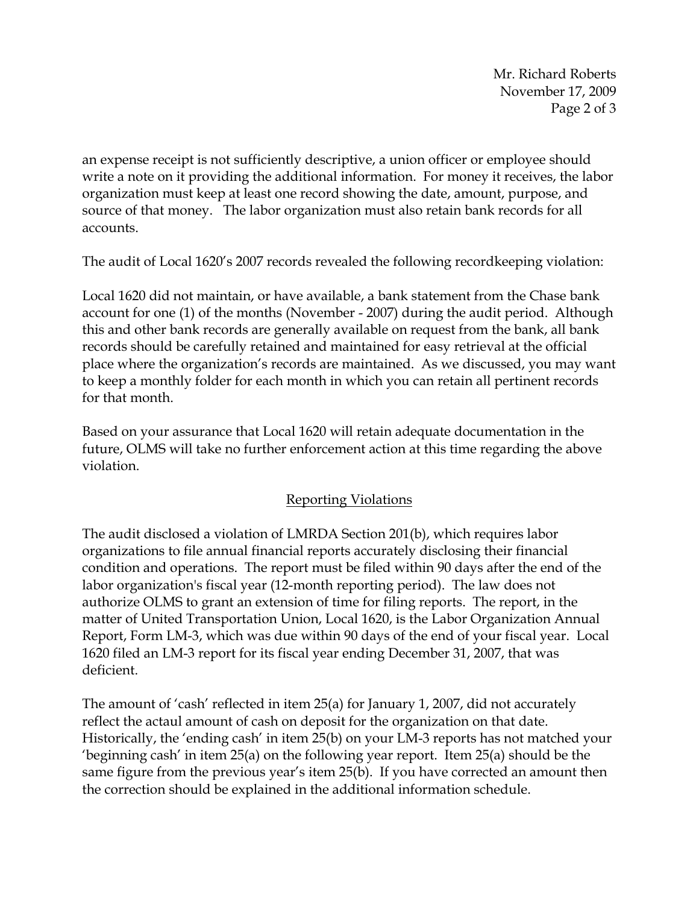an expense receipt is not sufficiently descriptive, a union officer or employee should write a note on it providing the additional information. For money it receives, the labor organization must keep at least one record showing the date, amount, purpose, and source of that money. The labor organization must also retain bank records for all accounts.

The audit of Local 1620's 2007 records revealed the following recordkeeping violation:

Local 1620 did not maintain, or have available, a bank statement from the Chase bank account for one (1) of the months (November - 2007) during the audit period. Although this and other bank records are generally available on request from the bank, all bank records should be carefully retained and maintained for easy retrieval at the official place where the organization's records are maintained. As we discussed, you may want to keep a monthly folder for each month in which you can retain all pertinent records for that month.

Based on your assurance that Local 1620 will retain adequate documentation in the future, OLMS will take no further enforcement action at this time regarding the above violation.

## Reporting Violations

The audit disclosed a violation of LMRDA Section 201(b), which requires labor organizations to file annual financial reports accurately disclosing their financial condition and operations. The report must be filed within 90 days after the end of the labor organization's fiscal year (12-month reporting period). The law does not authorize OLMS to grant an extension of time for filing reports. The report, in the matter of United Transportation Union, Local 1620, is the Labor Organization Annual Report, Form LM-3, which was due within 90 days of the end of your fiscal year. Local 1620 filed an LM-3 report for its fiscal year ending December 31, 2007, that was deficient.

The amount of 'cash' reflected in item 25(a) for January 1, 2007, did not accurately reflect the actaul amount of cash on deposit for the organization on that date. Historically, the 'ending cash' in item 25(b) on your LM-3 reports has not matched your 'beginning cash' in item 25(a) on the following year report. Item 25(a) should be the same figure from the previous year's item 25(b). If you have corrected an amount then the correction should be explained in the additional information schedule.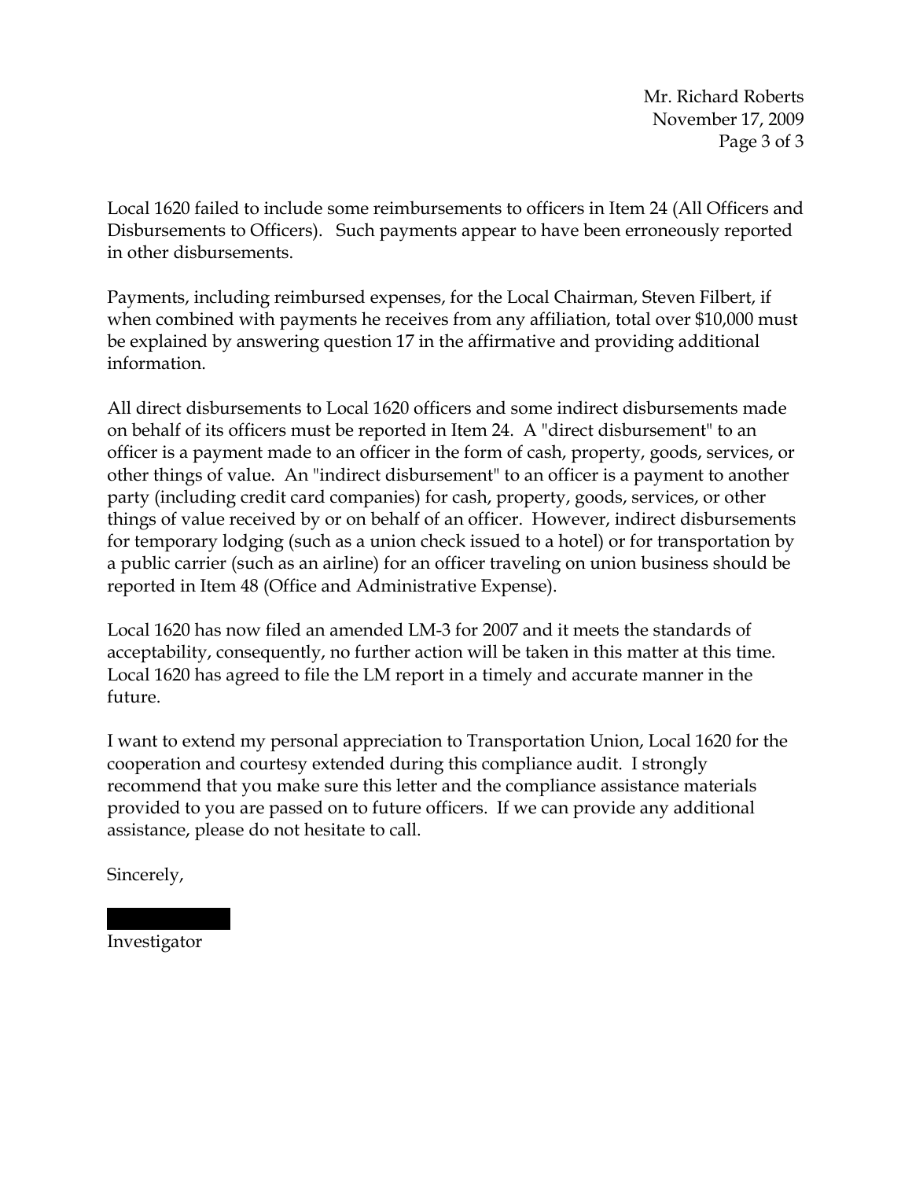Local 1620 failed to include some reimbursements to officers in Item 24 (All Officers and Disbursements to Officers). Such payments appear to have been erroneously reported in other disbursements.

Payments, including reimbursed expenses, for the Local Chairman, Steven Filbert, if when combined with payments he receives from any affiliation, total over $10,000 must be explained by answering question 17 in the affirmative and providing additional information.

All direct disbursements to Local 1620 officers and some indirect disbursements made on behalf of its officers must be reported in Item 24. A "direct disbursement" to an officer is a payment made to an officer in the form of cash, property, goods, services, or other things of value. An "indirect disbursement" to an officer is a payment to another party (including credit card companies) for cash, property, goods, services, or other things of value received by or on behalf of an officer. However, indirect disbursements for temporary lodging (such as a union check issued to a hotel) or for transportation by a public carrier (such as an airline) for an officer traveling on union business should be reported in Item 48 (Office and Administrative Expense).

Local 1620 has now filed an amended LM-3 for 2007 and it meets the standards of acceptability, consequently, no further action will be taken in this matter at this time. Local 1620 has agreed to file the LM report in a timely and accurate manner in the future.

I want to extend my personal appreciation to Transportation Union, Local 1620 for the cooperation and courtesy extended during this compliance audit. I strongly recommend that you make sure this letter and the compliance assistance materials provided to you are passed on to future officers. If we can provide any additional assistance, please do not hesitate to call.

Sincerely,

Investigator